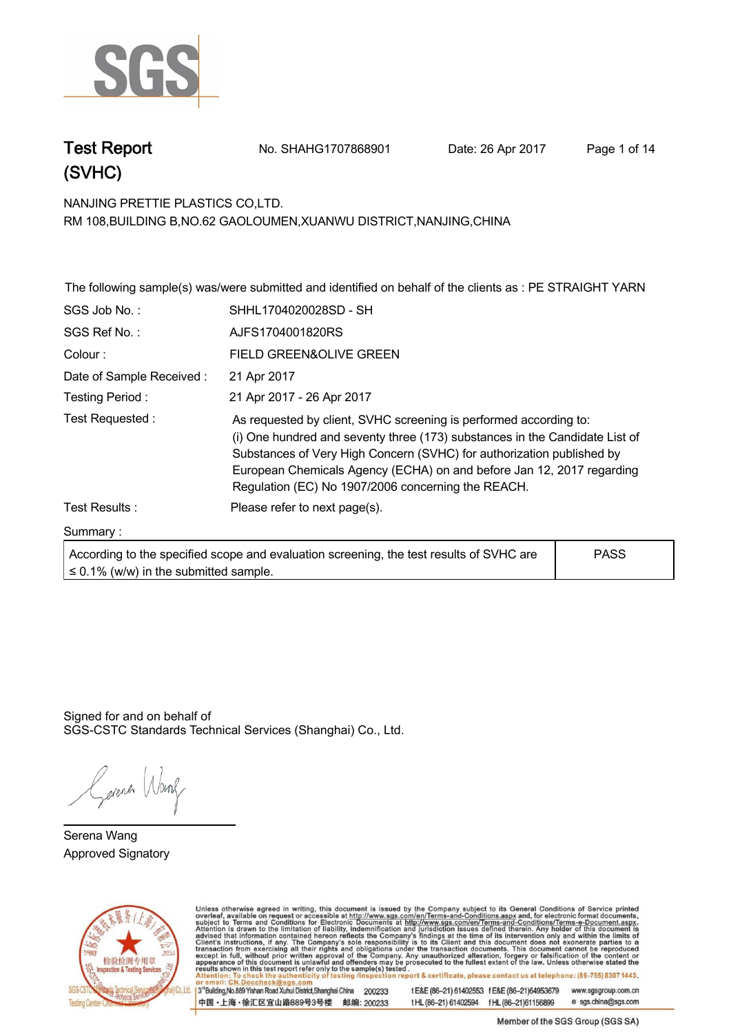# Test Report (SVHC)

No. SHAHG1707868901 Date: 26 Apr 2017

NANJING PRETTIE PLASTICS CO,LTD.
RM 108,BUILDING B,NO.62 GAOLOUMEN,XUANWU DISTRICT,NANJING,CHINA

The following sample(s) was/were submitted and identified on behalf of the clients as : PE STRAIGHT YARN

| | |
|---|---|
| SGS Job No. : | SHHL1704020028SD - SH |
| SGS Ref No. : | AJFS1704001820RS |
| Colour : | FIELD GREEN&OLIVE GREEN |
| Date of Sample Received : | 21 Apr 2017 |
| Testing Period : | 21 Apr 2017 - 26 Apr 2017 |
| Test Requested : | As requested by client, SVHC screening is performed according to: (i) One hundred and seventy three (173) substances in the Candidate List of Substances of Very High Concern (SVHC) for authorization published by European Chemicals Agency (ECHA) on and before Jan 12, 2017 regarding Regulation (EC) No 1907/2006 concerning the REACH. |
| Test Results : | Please refer to next page(s). |

Summary :

| | |
|---|---|
| According to the specified scope and evaluation screening, the test results of SVHC are ≤ 0.1% (w/w) in the submitted sample. | PASS |

Signed for and on behalf of
SGS-CSTC Standards Technical Services (Shanghai) Co., Ltd.

Serena Wang
Approved Signatory

Unless otherwise agreed in writing, this document is issued by the Company subject to its General Conditions of Service printed overleaf, available on request or accessible at http://www.sgs.com/en/Terms-and-Conditions.aspx and, for electronic format documents, subject to Terms and Conditions for Electronic Documents at http://www.sgs.com/en/Terms-and-Conditions/Terms-e-Document.aspx. Attention is drawn to the limitation of liability, indemnification and jurisdiction issues defined therein. Any holder of this document is advised that information contained hereon reflects the Company's findings at the time of its intervention only and within the limits of Client's instructions, if any. The Company's sole responsibility is to its Client and this document does not exonerate parties to a transaction from exercising all their rights and obligations under the transaction documents. This document cannot be reproduced except in full, without prior written approval of the Company. Any unauthorized alteration, forgery or falsification of the content or appearance of this document is unlawful and offenders may be prosecuted to the fullest extent of the law. Unless otherwise stated the results shown in this test report refer only to the sample(s) tested.
Attention: To check the authenticity of testing /inspection report & certificate, please contact us at telephone: (86-755) 8307 1443, or email: CN.Doccheck@sgs.com

3rd Building,No.889 Yishan Road Xuhui District,Shanghai China 200233 t E&E (86–21) 61402553 f E&E (86–21)64953679 www.sgsgroup.com.cn
中国・上海・徐汇区宜山路889号3号楼 邮编: 200233 t HL (86–21) 61402594 f HL (86–21)61156899 e sgs.china@sgs.com

Member of the SGS Group (SGS SA)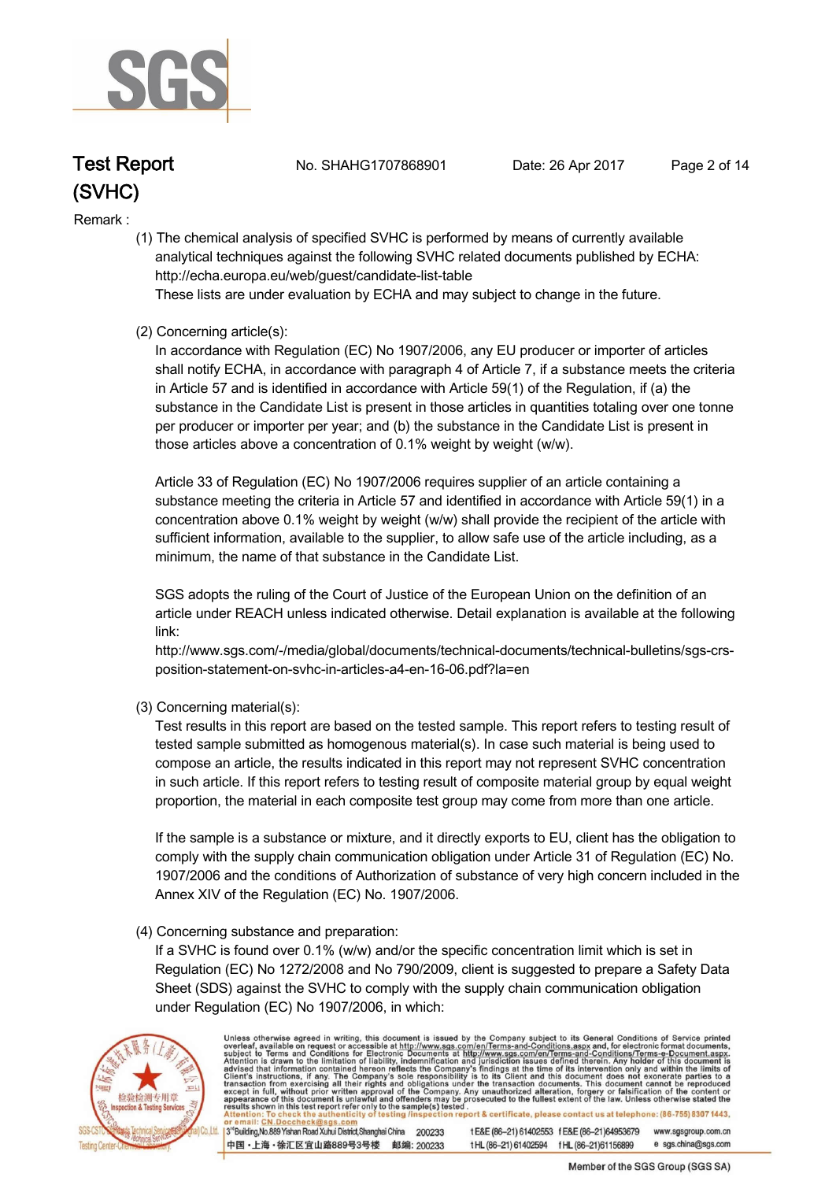# Test Report (SVHC)

No. SHAHG1707868901 Date: 26 Apr 2017

Remark :

(1) The chemical analysis of specified SVHC is performed by means of currently available analytical techniques against the following SVHC related documents published by ECHA: http://echa.europa.eu/web/guest/candidate-list-table
These lists are under evaluation by ECHA and may subject to change in the future.

(2) Concerning article(s):
In accordance with Regulation (EC) No 1907/2006, any EU producer or importer of articles shall notify ECHA, in accordance with paragraph 4 of Article 7, if a substance meets the criteria in Article 57 and is identified in accordance with Article 59(1) of the Regulation, if (a) the substance in the Candidate List is present in those articles in quantities totaling over one tonne per producer or importer per year; and (b) the substance in the Candidate List is present in those articles above a concentration of 0.1% weight by weight (w/w).

Article 33 of Regulation (EC) No 1907/2006 requires supplier of an article containing a substance meeting the criteria in Article 57 and identified in accordance with Article 59(1) in a concentration above 0.1% weight by weight (w/w) shall provide the recipient of the article with sufficient information, available to the supplier, to allow safe use of the article including, as a minimum, the name of that substance in the Candidate List.

SGS adopts the ruling of the Court of Justice of the European Union on the definition of an article under REACH unless indicated otherwise. Detail explanation is available at the following link:
http://www.sgs.com/-/media/global/documents/technical-documents/technical-bulletins/sgs-crs-position-statement-on-svhc-in-articles-a4-en-16-06.pdf?la=en

(3) Concerning material(s):
Test results in this report are based on the tested sample. This report refers to testing result of tested sample submitted as homogenous material(s). In case such material is being used to compose an article, the results indicated in this report may not represent SVHC concentration in such article. If this report refers to testing result of composite material group by equal weight proportion, the material in each composite test group may come from more than one article.

If the sample is a substance or mixture, and it directly exports to EU, client has the obligation to comply with the supply chain communication obligation under Article 31 of Regulation (EC) No. 1907/2006 and the conditions of Authorization of substance of very high concern included in the Annex XIV of the Regulation (EC) No. 1907/2006.

(4) Concerning substance and preparation:
If a SVHC is found over 0.1% (w/w) and/or the specific concentration limit which is set in Regulation (EC) No 1272/2008 and No 790/2009, client is suggested to prepare a Safety Data Sheet (SDS) against the SVHC to comply with the supply chain communication obligation under Regulation (EC) No 1907/2006, in which: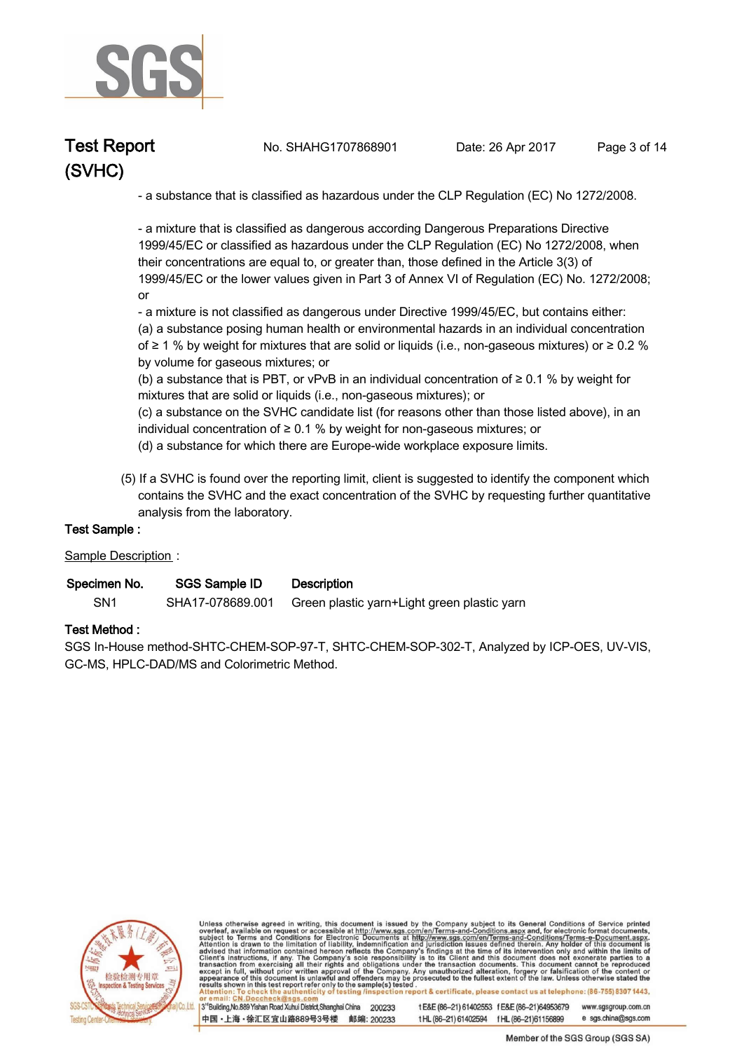- a substance that is classified as hazardous under the CLP Regulation (EC) No 1272/2008.

- a mixture that is classified as dangerous according Dangerous Preparations Directive 1999/45/EC or classified as hazardous under the CLP Regulation (EC) No 1272/2008, when their concentrations are equal to, or greater than, those defined in the Article 3(3) of 1999/45/EC or the lower values given in Part 3 of Annex VI of Regulation (EC) No. 1272/2008; or

- a mixture is not classified as dangerous under Directive 1999/45/EC, but contains either:

(a) a substance posing human health or environmental hazards in an individual concentration of ≥ 1 % by weight for mixtures that are solid or liquids (i.e., non-gaseous mixtures) or ≥ 0.2 % by volume for gaseous mixtures; or

(b) a substance that is PBT, or vPvB in an individual concentration of ≥ 0.1 % by weight for mixtures that are solid or liquids (i.e., non-gaseous mixtures); or

(c) a substance on the SVHC candidate list (for reasons other than those listed above), in an individual concentration of ≥ 0.1 % by weight for non-gaseous mixtures; or

(d) a substance for which there are Europe-wide workplace exposure limits.

(5) If a SVHC is found over the reporting limit, client is suggested to identify the component which contains the SVHC and the exact concentration of the SVHC by requesting further quantitative analysis from the laboratory.

**Test Sample :**

Sample Description :

| Specimen No. | SGS Sample ID | Description |
|---|---|---|
| SN1 | SHA17-078689.001 | Green plastic yarn+Light green plastic yarn |

**Test Method :**

SGS In-House method-SHTC-CHEM-SOP-97-T, SHTC-CHEM-SOP-302-T, Analyzed by ICP-OES, UV-VIS, GC-MS, HPLC-DAD/MS and Colorimetric Method.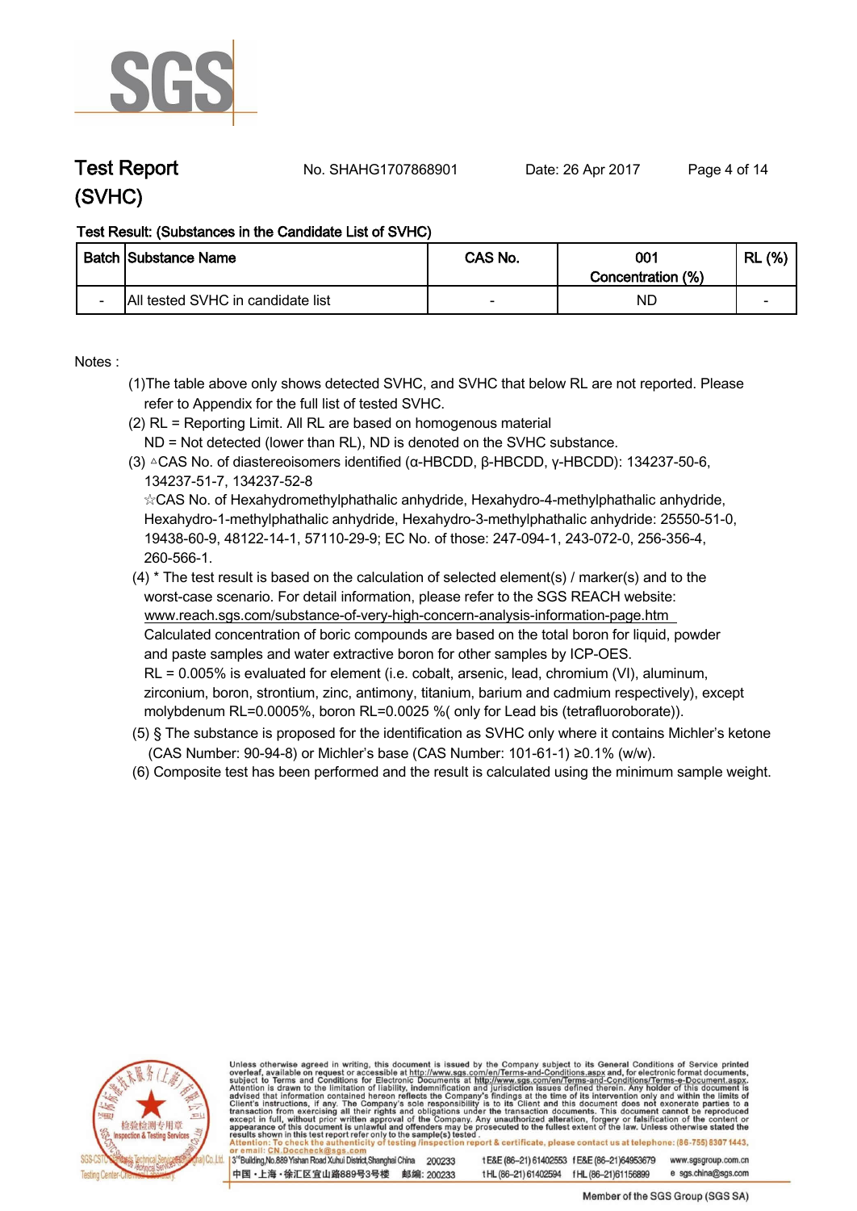# Test Report (SVHC)

No. SHAHG1707868901 Date: 26 Apr 2017

**Test Result: (Substances in the Candidate List of SVHC)**

| Batch | Substance Name | CAS No. | 001 Concentration (%) | RL (%) |
|---|---|---|---|---|
| - | All tested SVHC in candidate list | - | ND | - |

Notes :

(1)The table above only shows detected SVHC, and SVHC that below RL are not reported. Please refer to Appendix for the full list of tested SVHC.

(2) RL = Reporting Limit. All RL are based on homogenous material
ND = Not detected (lower than RL), ND is denoted on the SVHC substance.

(3) △CAS No. of diastereoisomers identified (α-HBCDD, β-HBCDD, γ-HBCDD): 134237-50-6, 134237-51-7, 134237-52-8
☆CAS No. of Hexahydromethylphathalic anhydride, Hexahydro-4-methylphathalic anhydride, Hexahydro-1-methylphathalic anhydride, Hexahydro-3-methylphathalic anhydride: 25550-51-0, 19438-60-9, 48122-14-1, 57110-29-9; EC No. of those: 247-094-1, 243-072-0, 256-356-4, 260-566-1.

(4) * The test result is based on the calculation of selected element(s) / marker(s) and to the worst-case scenario. For detail information, please refer to the SGS REACH website: www.reach.sgs.com/substance-of-very-high-concern-analysis-information-page.htm
Calculated concentration of boric compounds are based on the total boron for liquid, powder and paste samples and water extractive boron for other samples by ICP-OES.
RL = 0.005% is evaluated for element (i.e. cobalt, arsenic, lead, chromium (VI), aluminum, zirconium, boron, strontium, zinc, antimony, titanium, barium and cadmium respectively), except molybdenum RL=0.0005%, boron RL=0.0025 %( only for Lead bis (tetrafluoroborate)).

(5) § The substance is proposed for the identification as SVHC only where it contains Michler's ketone (CAS Number: 90-94-8) or Michler's base (CAS Number: 101-61-1) ≥0.1% (w/w).

(6) Composite test has been performed and the result is calculated using the minimum sample weight.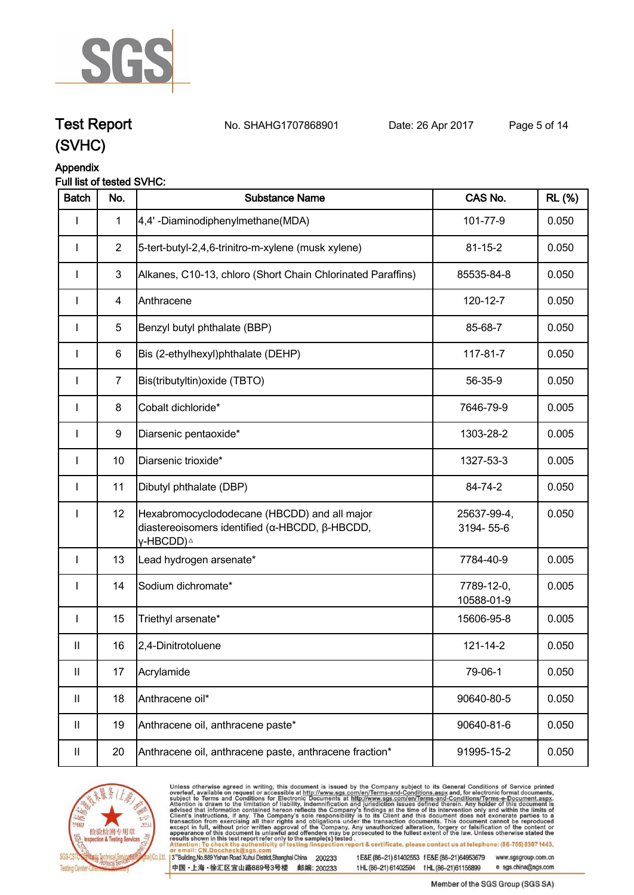## Test Report (SVHC)

No. SHAHG1707868901 Date: 26 Apr 2017

### Appendix

**Full list of tested SVHC:**

| Batch | No. | Substance Name | CAS No. | RL (%) |
|---|---|---|---|---|
| I | 1 | 4,4' -Diaminodiphenylmethane(MDA) | 101-77-9 | 0.050 |
| I | 2 | 5-tert-butyl-2,4,6-trinitro-m-xylene (musk xylene) | 81-15-2 | 0.050 |
| I | 3 | Alkanes, C10-13, chloro (Short Chain Chlorinated Paraffins) | 85535-84-8 | 0.050 |
| I | 4 | Anthracene | 120-12-7 | 0.050 |
| I | 5 | Benzyl butyl phthalate (BBP) | 85-68-7 | 0.050 |
| I | 6 | Bis (2-ethylhexyl)phthalate (DEHP) | 117-81-7 | 0.050 |
| I | 7 | Bis(tributyltin)oxide (TBTO) | 56-35-9 | 0.050 |
| I | 8 | Cobalt dichloride* | 7646-79-9 | 0.005 |
| I | 9 | Diarsenic pentaoxide* | 1303-28-2 | 0.005 |
| I | 10 | Diarsenic trioxide* | 1327-53-3 | 0.005 |
| I | 11 | Dibutyl phthalate (DBP) | 84-74-2 | 0.050 |
| I | 12 | Hexabromocyclododecane (HBCDD) and all major diastereoisomers identified (α-HBCDD, β-HBCDD, γ-HBCDD)△ | 25637-99-4, 3194- 55-6 | 0.050 |
| I | 13 | Lead hydrogen arsenate* | 7784-40-9 | 0.005 |
| I | 14 | Sodium dichromate* | 7789-12-0, 10588-01-9 | 0.005 |
| I | 15 | Triethyl arsenate* | 15606-95-8 | 0.005 |
| II | 16 | 2,4-Dinitrotoluene | 121-14-2 | 0.050 |
| II | 17 | Acrylamide | 79-06-1 | 0.050 |
| II | 18 | Anthracene oil* | 90640-80-5 | 0.050 |
| II | 19 | Anthracene oil, anthracene paste* | 90640-81-6 | 0.050 |
| II | 20 | Anthracene oil, anthracene paste, anthracene fraction* | 91995-15-2 | 0.050 |

Unless otherwise agreed in writing, this document is issued by the Company subject to its General Conditions of Service printed overleaf, available on request or accessible at http://www.sgs.com/en/Terms-and-Conditions.aspx and, for electronic format documents, subject to Terms and Conditions for Electronic Documents at http://www.sgs.com/en/Terms-and-Conditions/Terms-e-Document.aspx. Attention is drawn to the limitation of liability, indemnification and jurisdiction issues defined therein. Any holder of this document is advised that information contained hereon reflects the Company's findings at the time of its intervention only and within the limits of Client's instructions, if any. The Company's sole responsibility is to its Client and this document does not exonerate parties to a transaction from exercising all their rights and obligations under the transaction documents. This document cannot be reproduced except in full, without prior written approval of the Company. Any unauthorized alteration, forgery or falsification of the content or appearance of this document is unlawful and offenders may be prosecuted to the fullest extent of the law. Unless otherwise stated the results shown in this test report refer only to the sample(s) tested.

Attention: To check the authenticity of testing /inspection report & certificate, please contact us at telephone: (86-755) 8307 1443, or email: CN.Doccheck@sgs.com

3rd Building, No.889 Yishan Road Xuhui District, Shanghai China 200233 t E&E (86–21) 61402553 f E&E (86–21)64953679 www.sgsgroup.com.cn

中国・上海・徐汇区宜山路889号3号楼 邮编: 200233 t HL (86–21) 61402594 f HL (86–21)61156899 e sgs.china@sgs.com

Member of the SGS Group (SGS SA)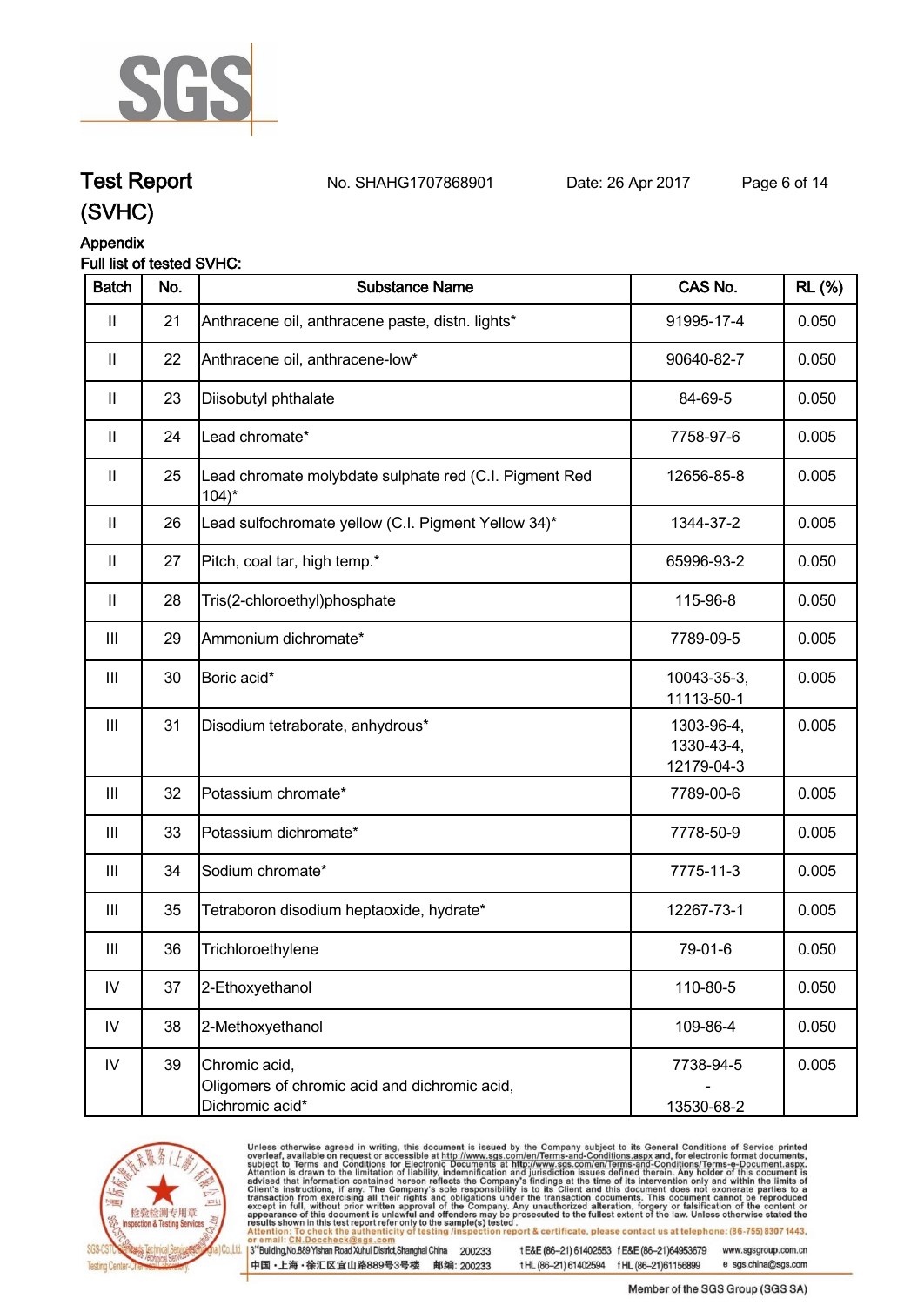# Test Report

No. SHAHG1707868901 Date: 26 Apr 2017

(SVHC)

## Appendix

Full list of tested SVHC:

| Batch | No. | Substance Name | CAS No. | RL (%) |
|---|---|---|---|---|
| II | 21 | Anthracene oil, anthracene paste, distn. lights* | 91995-17-4 | 0.050 |
| II | 22 | Anthracene oil, anthracene-low* | 90640-82-7 | 0.050 |
| II | 23 | Diisobutyl phthalate | 84-69-5 | 0.050 |
| II | 24 | Lead chromate* | 7758-97-6 | 0.005 |
| II | 25 | Lead chromate molybdate sulphate red (C.I. Pigment Red 104)* | 12656-85-8 | 0.005 |
| II | 26 | Lead sulfochromate yellow (C.I. Pigment Yellow 34)* | 1344-37-2 | 0.005 |
| II | 27 | Pitch, coal tar, high temp.* | 65996-93-2 | 0.050 |
| II | 28 | Tris(2-chloroethyl)phosphate | 115-96-8 | 0.050 |
| III | 29 | Ammonium dichromate* | 7789-09-5 | 0.005 |
| III | 30 | Boric acid* | 10043-35-3, 11113-50-1 | 0.005 |
| III | 31 | Disodium tetraborate, anhydrous* | 1303-96-4, 1330-43-4, 12179-04-3 | 0.005 |
| III | 32 | Potassium chromate* | 7789-00-6 | 0.005 |
| III | 33 | Potassium dichromate* | 7778-50-9 | 0.005 |
| III | 34 | Sodium chromate* | 7775-11-3 | 0.005 |
| III | 35 | Tetraboron disodium heptaoxide, hydrate* | 12267-73-1 | 0.005 |
| III | 36 | Trichloroethylene | 79-01-6 | 0.050 |
| IV | 37 | 2-Ethoxyethanol | 110-80-5 | 0.050 |
| IV | 38 | 2-Methoxyethanol | 109-86-4 | 0.050 |
| IV | 39 | Chromic acid, Oligomers of chromic acid and dichromic acid, Dichromic acid* | 7738-94-5 - 13530-68-2 | 0.005 |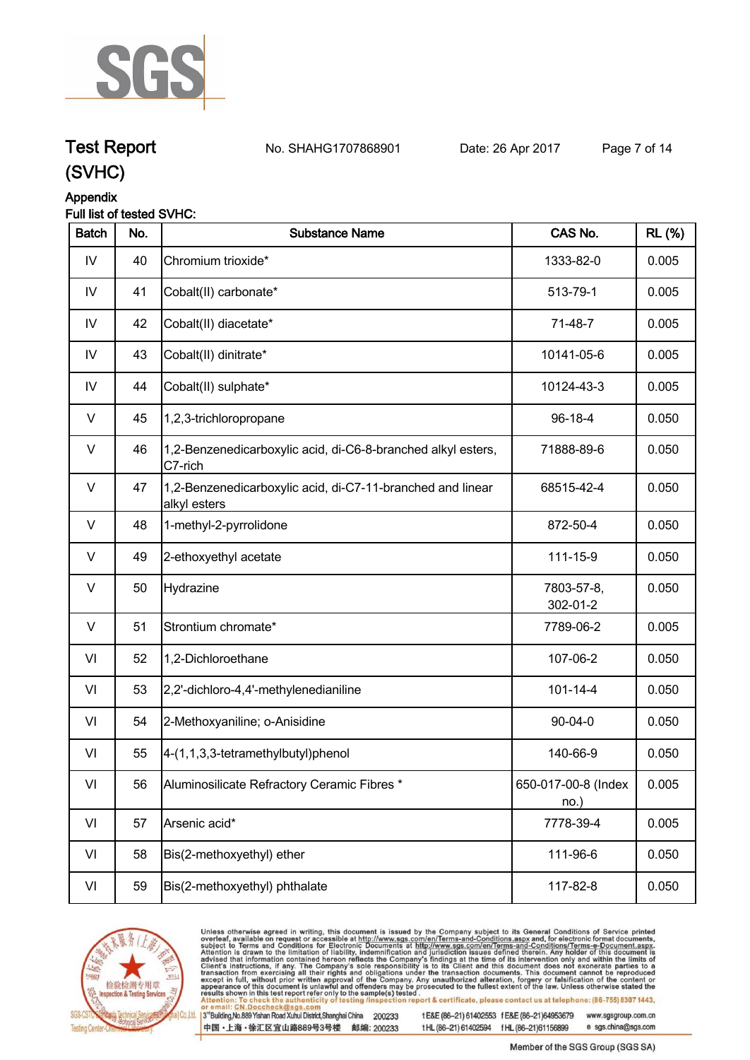# Test Report (SVHC)

No. SHAHG1707868901    Date: 26 Apr 2017

## Appendix

Full list of tested SVHC:

| Batch | No. | Substance Name | CAS No. | RL (%) |
|---|---|---|---|---|
| IV | 40 | Chromium trioxide* | 1333-82-0 | 0.005 |
| IV | 41 | Cobalt(II) carbonate* | 513-79-1 | 0.005 |
| IV | 42 | Cobalt(II) diacetate* | 71-48-7 | 0.005 |
| IV | 43 | Cobalt(II) dinitrate* | 10141-05-6 | 0.005 |
| IV | 44 | Cobalt(II) sulphate* | 10124-43-3 | 0.005 |
| V | 45 | 1,2,3-trichloropropane | 96-18-4 | 0.050 |
| V | 46 | 1,2-Benzenedicarboxylic acid, di-C6-8-branched alkyl esters, C7-rich | 71888-89-6 | 0.050 |
| V | 47 | 1,2-Benzenedicarboxylic acid, di-C7-11-branched and linear alkyl esters | 68515-42-4 | 0.050 |
| V | 48 | 1-methyl-2-pyrrolidone | 872-50-4 | 0.050 |
| V | 49 | 2-ethoxyethyl acetate | 111-15-9 | 0.050 |
| V | 50 | Hydrazine | 7803-57-8, 302-01-2 | 0.050 |
| V | 51 | Strontium chromate* | 7789-06-2 | 0.005 |
| VI | 52 | 1,2-Dichloroethane | 107-06-2 | 0.050 |
| VI | 53 | 2,2'-dichloro-4,4'-methylenedianiline | 101-14-4 | 0.050 |
| VI | 54 | 2-Methoxyaniline; o-Anisidine | 90-04-0 | 0.050 |
| VI | 55 | 4-(1,1,3,3-tetramethylbutyl)phenol | 140-66-9 | 0.050 |
| VI | 56 | Aluminosilicate Refractory Ceramic Fibres * | 650-017-00-8 (Index no.) | 0.005 |
| VI | 57 | Arsenic acid* | 7778-39-4 | 0.005 |
| VI | 58 | Bis(2-methoxyethyl) ether | 111-96-6 | 0.050 |
| VI | 59 | Bis(2-methoxyethyl) phthalate | 117-82-8 | 0.050 |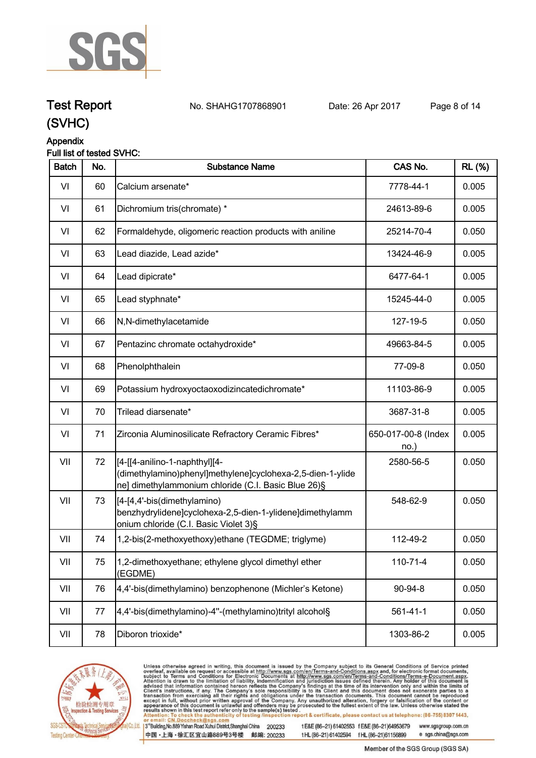# Test Report

No. SHAHG1707868901 Date: 26 Apr 2017

# (SVHC)

## Appendix

Full list of tested SVHC:

| Batch | No. | Substance Name | CAS No. | RL (%) |
|---|---|---|---|---|
| VI | 60 | Calcium arsenate* | 7778-44-1 | 0.005 |
| VI | 61 | Dichromium tris(chromate) * | 24613-89-6 | 0.005 |
| VI | 62 | Formaldehyde, oligomeric reaction products with aniline | 25214-70-4 | 0.050 |
| VI | 63 | Lead diazide, Lead azide* | 13424-46-9 | 0.005 |
| VI | 64 | Lead dipicrate* | 6477-64-1 | 0.005 |
| VI | 65 | Lead styphnate* | 15245-44-0 | 0.005 |
| VI | 66 | N,N-dimethylacetamide | 127-19-5 | 0.050 |
| VI | 67 | Pentazinc chromate octahydroxide* | 49663-84-5 | 0.005 |
| VI | 68 | Phenolphthalein | 77-09-8 | 0.050 |
| VI | 69 | Potassium hydroxyoctaoxodizincatedichromate* | 11103-86-9 | 0.005 |
| VI | 70 | Trilead diarsenate* | 3687-31-8 | 0.005 |
| VI | 71 | Zirconia Aluminosilicate Refractory Ceramic Fibres* | 650-017-00-8 (Index no.) | 0.005 |
| VII | 72 | [4-[[4-anilino-1-naphthyl][4-(dimethylamino)phenyl]methylene]cyclohexa-2,5-dien-1-ylidene] dimethylammonium chloride (C.I. Basic Blue 26)§ | 2580-56-5 | 0.050 |
| VII | 73 | [4-[4,4'-bis(dimethylamino) benzhydrylidene]cyclohexa-2,5-dien-1-ylidene]dimethylammonium chloride (C.I. Basic Violet 3)§ | 548-62-9 | 0.050 |
| VII | 74 | 1,2-bis(2-methoxyethoxy)ethane (TEGDME; triglyme) | 112-49-2 | 0.050 |
| VII | 75 | 1,2-dimethoxyethane; ethylene glycol dimethyl ether (EGDME) | 110-71-4 | 0.050 |
| VII | 76 | 4,4'-bis(dimethylamino) benzophenone (Michler's Ketone) | 90-94-8 | 0.050 |
| VII | 77 | 4,4'-bis(dimethylamino)-4''-(methylamino)trityl alcohol§ | 561-41-1 | 0.050 |
| VII | 78 | Diboron trioxide* | 1303-86-2 | 0.005 |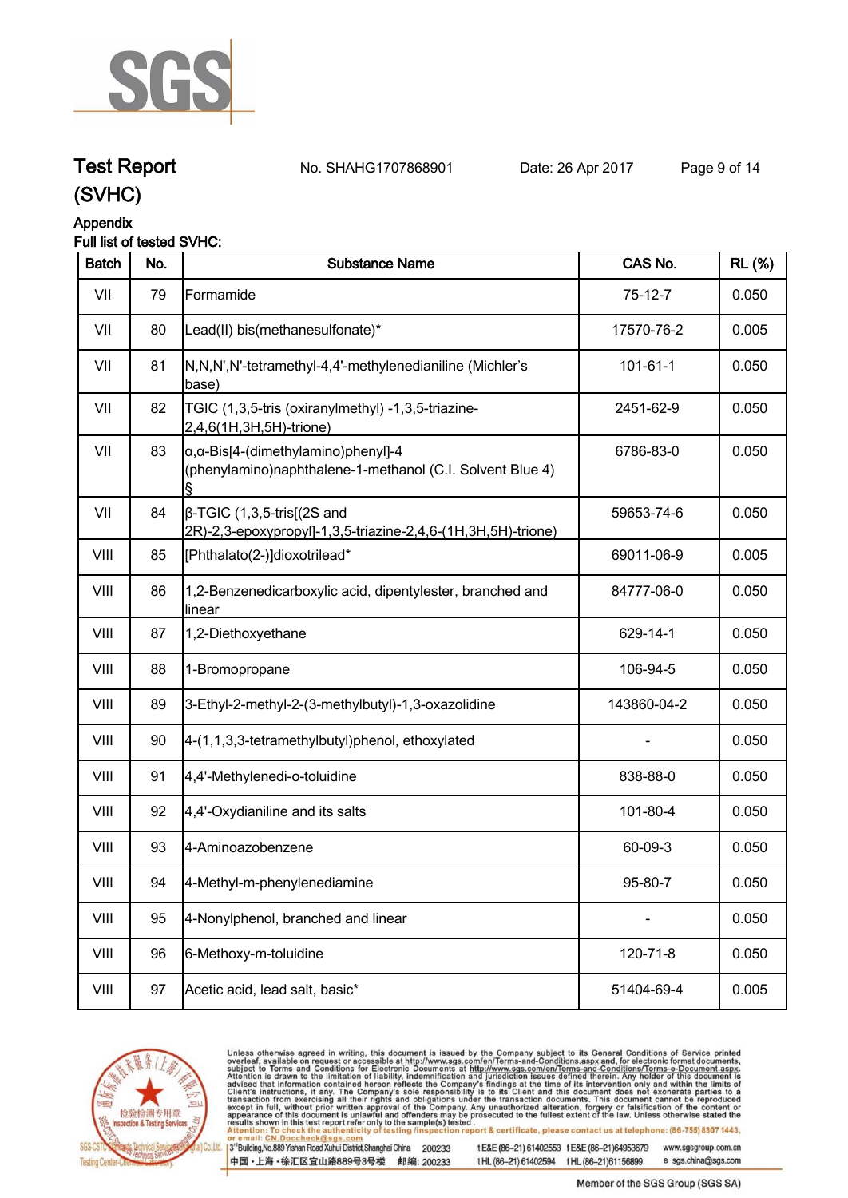## Appendix

Full list of tested SVHC:

| Batch | No. | Substance Name | CAS No. | RL (%) |
|---|---|---|---|---|
| VII | 79 | Formamide | 75-12-7 | 0.050 |
| VII | 80 | Lead(II) bis(methanesulfonate)* | 17570-76-2 | 0.005 |
| VII | 81 | N,N,N',N'-tetramethyl-4,4'-methylenedianiline (Michler's base) | 101-61-1 | 0.050 |
| VII | 82 | TGIC (1,3,5-tris (oxiranylmethyl) -1,3,5-triazine-2,4,6(1H,3H,5H)-trione) | 2451-62-9 | 0.050 |
| VII | 83 | α,α-Bis[4-(dimethylamino)phenyl]-4 (phenylamino)naphthalene-1-methanol (C.I. Solvent Blue 4) § | 6786-83-0 | 0.050 |
| VII | 84 | β-TGIC (1,3,5-tris[(2S and 2R)-2,3-epoxypropyl]-1,3,5-triazine-2,4,6-(1H,3H,5H)-trione) | 59653-74-6 | 0.050 |
| VIII | 85 | [Phthalato(2-)]dioxotrilead* | 69011-06-9 | 0.005 |
| VIII | 86 | 1,2-Benzenedicarboxylic acid, dipentylester, branched and linear | 84777-06-0 | 0.050 |
| VIII | 87 | 1,2-Diethoxyethane | 629-14-1 | 0.050 |
| VIII | 88 | 1-Bromopropane | 106-94-5 | 0.050 |
| VIII | 89 | 3-Ethyl-2-methyl-2-(3-methylbutyl)-1,3-oxazolidine | 143860-04-2 | 0.050 |
| VIII | 90 | 4-(1,1,3,3-tetramethylbutyl)phenol, ethoxylated | - | 0.050 |
| VIII | 91 | 4,4'-Methylenedi-o-toluidine | 838-88-0 | 0.050 |
| VIII | 92 | 4,4'-Oxydianiline and its salts | 101-80-4 | 0.050 |
| VIII | 93 | 4-Aminoazobenzene | 60-09-3 | 0.050 |
| VIII | 94 | 4-Methyl-m-phenylenediamine | 95-80-7 | 0.050 |
| VIII | 95 | 4-Nonylphenol, branched and linear | - | 0.050 |
| VIII | 96 | 6-Methoxy-m-toluidine | 120-71-8 | 0.050 |
| VIII | 97 | Acetic acid, lead salt, basic* | 51404-69-4 | 0.005 |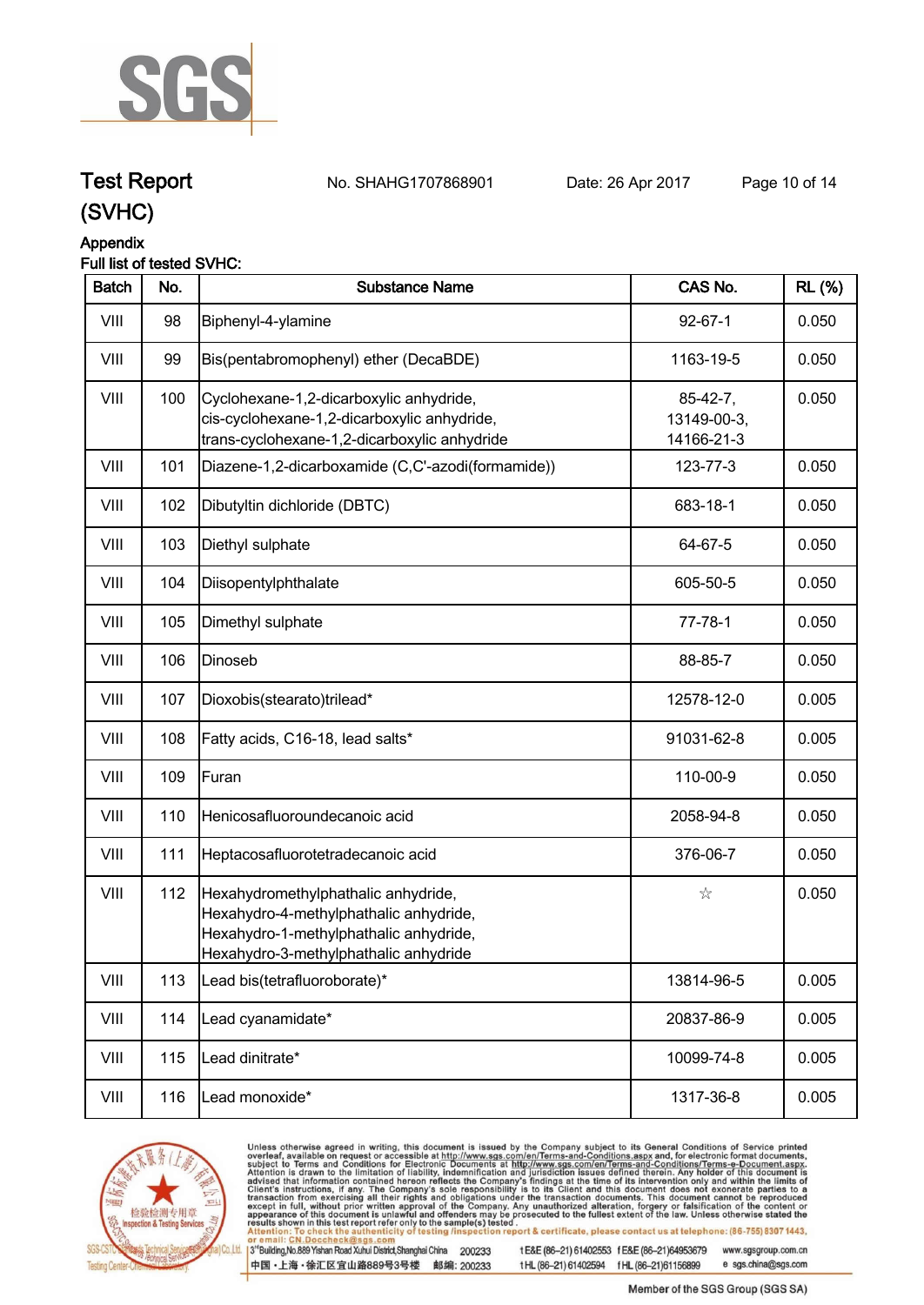# Test Report (SVHC)

No. SHAHG1707868901 Date: 26 Apr 2017

## Appendix

Full list of tested SVHC:

| Batch | No. | Substance Name | CAS No. | RL (%) |
|---|---|---|---|---|
| VIII | 98 | Biphenyl-4-ylamine | 92-67-1 | 0.050 |
| VIII | 99 | Bis(pentabromophenyl) ether (DecaBDE) | 1163-19-5 | 0.050 |
| VIII | 100 | Cyclohexane-1,2-dicarboxylic anhydride, cis-cyclohexane-1,2-dicarboxylic anhydride, trans-cyclohexane-1,2-dicarboxylic anhydride | 85-42-7, 13149-00-3, 14166-21-3 | 0.050 |
| VIII | 101 | Diazene-1,2-dicarboxamide (C,C'-azodi(formamide)) | 123-77-3 | 0.050 |
| VIII | 102 | Dibutyltin dichloride (DBTC) | 683-18-1 | 0.050 |
| VIII | 103 | Diethyl sulphate | 64-67-5 | 0.050 |
| VIII | 104 | Diisopentylphthalate | 605-50-5 | 0.050 |
| VIII | 105 | Dimethyl sulphate | 77-78-1 | 0.050 |
| VIII | 106 | Dinoseb | 88-85-7 | 0.050 |
| VIII | 107 | Dioxobis(stearato)trilead* | 12578-12-0 | 0.005 |
| VIII | 108 | Fatty acids, C16-18, lead salts* | 91031-62-8 | 0.005 |
| VIII | 109 | Furan | 110-00-9 | 0.050 |
| VIII | 110 | Henicosafluoroundecanoic acid | 2058-94-8 | 0.050 |
| VIII | 111 | Heptacosafluorotetradecanoic acid | 376-06-7 | 0.050 |
| VIII | 112 | Hexahydromethylphathalic anhydride, Hexahydro-4-methylphathalic anhydride, Hexahydro-1-methylphathalic anhydride, Hexahydro-3-methylphathalic anhydride | ☆ | 0.050 |
| VIII | 113 | Lead bis(tetrafluoroborate)* | 13814-96-5 | 0.005 |
| VIII | 114 | Lead cyanamidate* | 20837-86-9 | 0.005 |
| VIII | 115 | Lead dinitrate* | 10099-74-8 | 0.005 |
| VIII | 116 | Lead monoxide* | 1317-36-8 | 0.005 |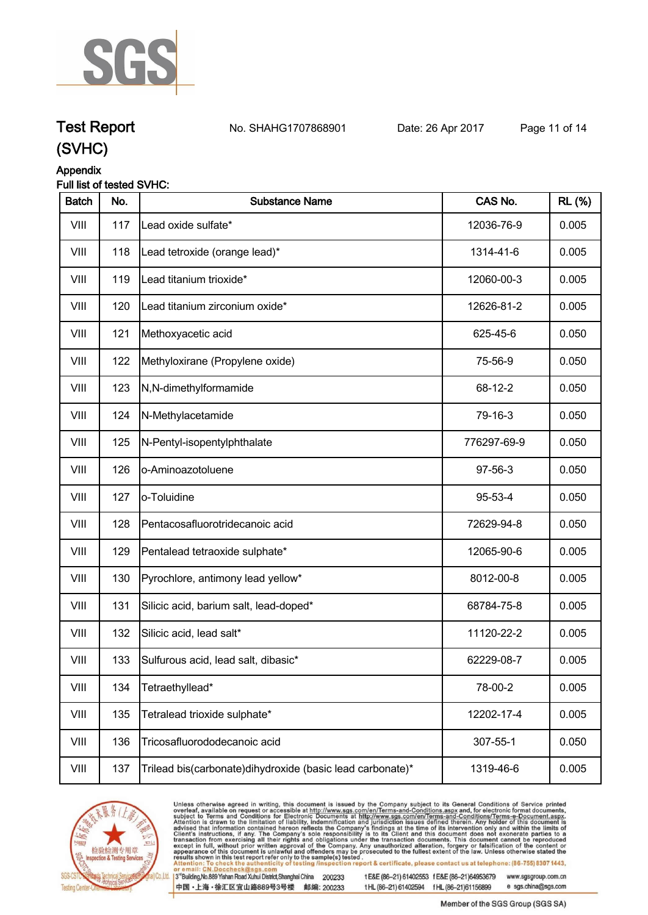# Test Report (SVHC)

No. SHAHG1707868901  Date: 26 Apr 2017

## Appendix

Full list of tested SVHC:

| Batch | No. | Substance Name | CAS No. | RL (%) |
|---|---|---|---|---|
| VIII | 117 | Lead oxide sulfate* | 12036-76-9 | 0.005 |
| VIII | 118 | Lead tetroxide (orange lead)* | 1314-41-6 | 0.005 |
| VIII | 119 | Lead titanium trioxide* | 12060-00-3 | 0.005 |
| VIII | 120 | Lead titanium zirconium oxide* | 12626-81-2 | 0.005 |
| VIII | 121 | Methoxyacetic acid | 625-45-6 | 0.050 |
| VIII | 122 | Methyloxirane (Propylene oxide) | 75-56-9 | 0.050 |
| VIII | 123 | N,N-dimethylformamide | 68-12-2 | 0.050 |
| VIII | 124 | N-Methylacetamide | 79-16-3 | 0.050 |
| VIII | 125 | N-Pentyl-isopentylphthalate | 776297-69-9 | 0.050 |
| VIII | 126 | o-Aminoazotoluene | 97-56-3 | 0.050 |
| VIII | 127 | o-Toluidine | 95-53-4 | 0.050 |
| VIII | 128 | Pentacosafluorotridecanoic acid | 72629-94-8 | 0.050 |
| VIII | 129 | Pentalead tetraoxide sulphate* | 12065-90-6 | 0.005 |
| VIII | 130 | Pyrochlore, antimony lead yellow* | 8012-00-8 | 0.005 |
| VIII | 131 | Silicic acid, barium salt, lead-doped* | 68784-75-8 | 0.005 |
| VIII | 132 | Silicic acid, lead salt* | 11120-22-2 | 0.005 |
| VIII | 133 | Sulfurous acid, lead salt, dibasic* | 62229-08-7 | 0.005 |
| VIII | 134 | Tetraethyllead* | 78-00-2 | 0.005 |
| VIII | 135 | Tetralead trioxide sulphate* | 12202-17-4 | 0.005 |
| VIII | 136 | Tricosafluorododecanoic acid | 307-55-1 | 0.050 |
| VIII | 137 | Trilead bis(carbonate)dihydroxide (basic lead carbonate)* | 1319-46-6 | 0.005 |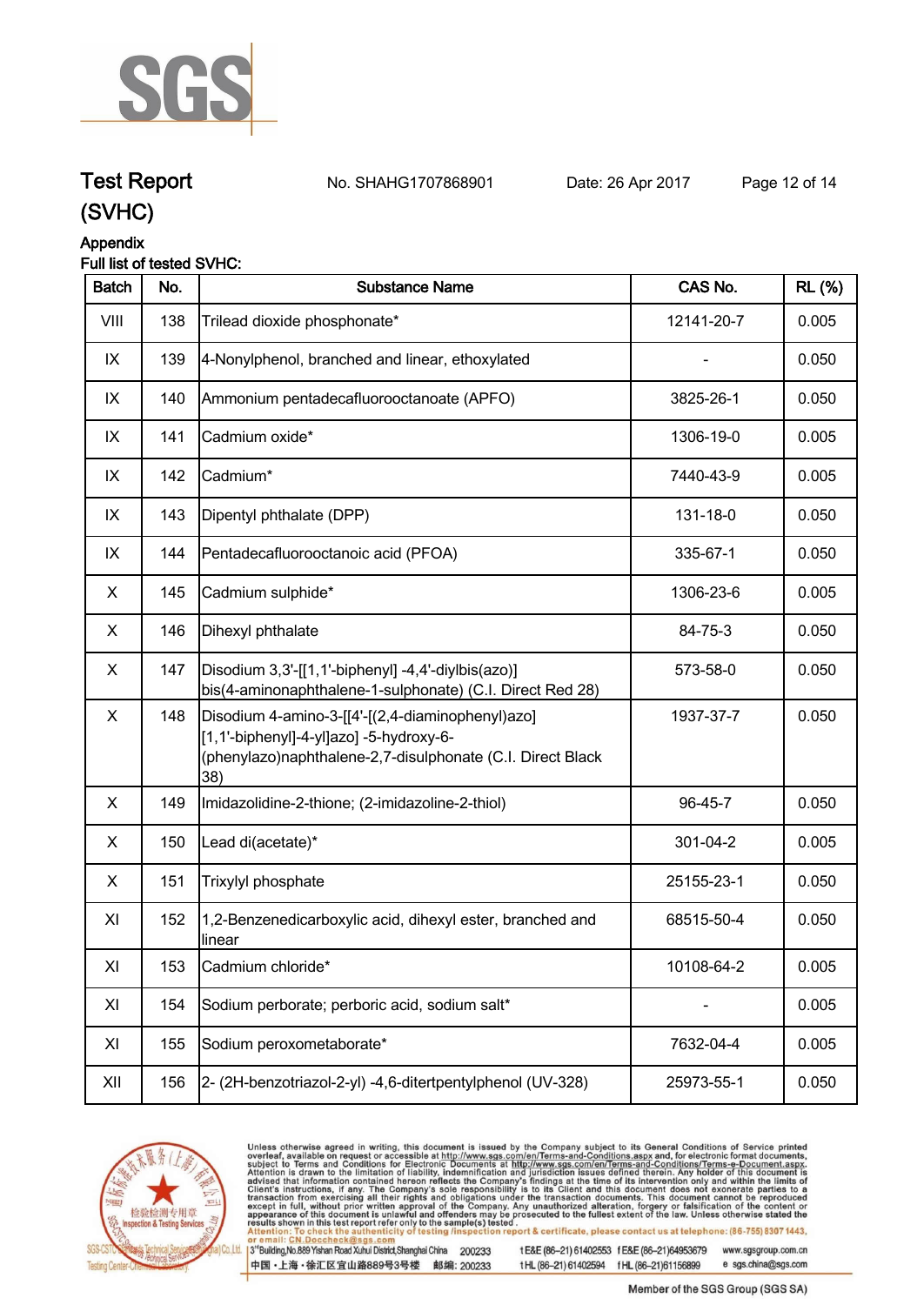# Test Report (SVHC)

No. SHAHG1707868901 Date: 26 Apr 2017

## Appendix

Full list of tested SVHC:

| Batch | No. | Substance Name | CAS No. | RL (%) |
|---|---|---|---|---|
| VIII | 138 | Trilead dioxide phosphonate* | 12141-20-7 | 0.005 |
| IX | 139 | 4-Nonylphenol, branched and linear, ethoxylated | - | 0.050 |
| IX | 140 | Ammonium pentadecafluorooctanoate (APFO) | 3825-26-1 | 0.050 |
| IX | 141 | Cadmium oxide* | 1306-19-0 | 0.005 |
| IX | 142 | Cadmium* | 7440-43-9 | 0.005 |
| IX | 143 | Dipentyl phthalate (DPP) | 131-18-0 | 0.050 |
| IX | 144 | Pentadecafluorooctanoic acid (PFOA) | 335-67-1 | 0.050 |
| X | 145 | Cadmium sulphide* | 1306-23-6 | 0.005 |
| X | 146 | Dihexyl phthalate | 84-75-3 | 0.050 |
| X | 147 | Disodium 3,3'-[[1,1'-biphenyl] -4,4'-diylbis(azo)] bis(4-aminonaphthalene-1-sulphonate) (C.I. Direct Red 28) | 573-58-0 | 0.050 |
| X | 148 | Disodium 4-amino-3-[[4'-[(2,4-diaminophenyl)azo] [1,1'-biphenyl]-4-yl]azo] -5-hydroxy-6-(phenylazo)naphthalene-2,7-disulphonate (C.I. Direct Black 38) | 1937-37-7 | 0.050 |
| X | 149 | Imidazolidine-2-thione; (2-imidazoline-2-thiol) | 96-45-7 | 0.050 |
| X | 150 | Lead di(acetate)* | 301-04-2 | 0.005 |
| X | 151 | Trixylyl phosphate | 25155-23-1 | 0.050 |
| XI | 152 | 1,2-Benzenedicarboxylic acid, dihexyl ester, branched and linear | 68515-50-4 | 0.050 |
| XI | 153 | Cadmium chloride* | 10108-64-2 | 0.005 |
| XI | 154 | Sodium perborate; perboric acid, sodium salt* | - | 0.005 |
| XI | 155 | Sodium peroxometaborate* | 7632-04-4 | 0.005 |
| XII | 156 | 2- (2H-benzotriazol-2-yl) -4,6-ditertpentylphenol (UV-328) | 25973-55-1 | 0.050 |

Unless otherwise agreed in writing, this document is issued by the Company subject to its General Conditions of Service printed overleaf, available on request or accessible at http://www.sgs.com/en/Terms-and-Conditions.aspx and, for electronic format documents, subject to Terms and Conditions for Electronic Documents at http://www.sgs.com/en/Terms-and-Conditions/Terms-e-Document.aspx. Attention is drawn to the limitation of liability, indemnification and jurisdiction issues defined therein. Any holder of this document is advised that information contained hereon reflects the Company's findings at the time of its intervention only and within the limits of Client's instructions, if any. The Company's sole responsibility is to its Client and this document does not exonerate parties to a transaction from exercising all their rights and obligations under the transaction documents. This document cannot be reproduced except in full, without prior written approval of the Company. Any unauthorized alteration, forgery or falsification of the content or appearance of this document is unlawful and offenders may be prosecuted to the fullest extent of the law. Unless otherwise stated the results shown in this test report refer only to the sample(s) tested.
Attention: To check the authenticity of testing/inspection report & certificate, please contact us at telephone: (86-755) 8307 1443, or email: CN.Doccheck@sgs.com

3rd Building, No.889 Yishan Road Xuhui District, Shanghai China 200233 t E&E (86-21) 61402553 f E&E (86-21) 64953679 www.sgsgroup.com.cn
中国・上海・徐汇区宜山路889号3号楼 邮编: 200233 t HL (86-21) 61402594 f HL (86-21) 61156899 e sgs.china@sgs.com

Member of the SGS Group (SGS SA)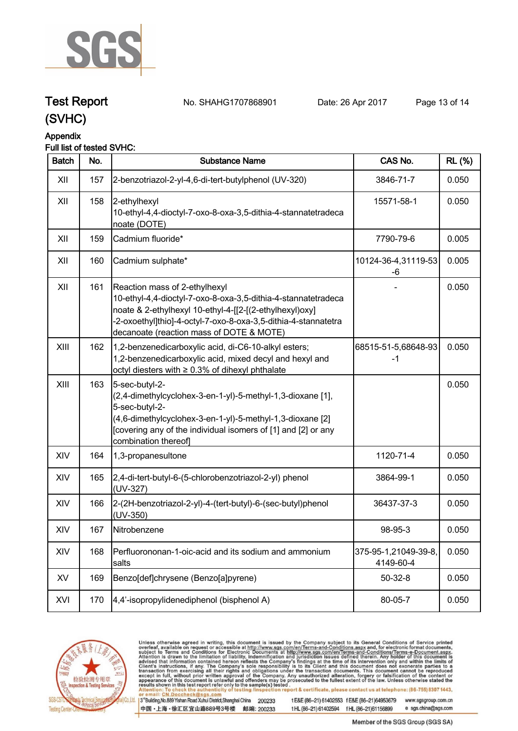Test Report (SVHC) No. SHAHG1707868901 Date: 26 Apr 2017

Appendix

Full list of tested SVHC:

| Batch | No. | Substance Name | CAS No. | RL (%) |
|---|---|---|---|---|
| XII | 157 | 2-benzotriazol-2-yl-4,6-di-tert-butylphenol (UV-320) | 3846-71-7 | 0.050 |
| XII | 158 | 2-ethylhexyl 10-ethyl-4,4-dioctyl-7-oxo-8-oxa-3,5-dithia-4-stannatetradecanoate (DOTE) | 15571-58-1 | 0.050 |
| XII | 159 | Cadmium fluoride* | 7790-79-6 | 0.005 |
| XII | 160 | Cadmium sulphate* | 10124-36-4,31119-53-6 | 0.005 |
| XII | 161 | Reaction mass of 2-ethylhexyl 10-ethyl-4,4-dioctyl-7-oxo-8-oxa-3,5-dithia-4-stannatetradecanoate & 2-ethylhexyl 10-ethyl-4-[[2-[(2-ethylhexyl)oxy]-2-oxoethyl]thio]-4-octyl-7-oxo-8-oxa-3,5-dithia-4-stannatetradecanoate (reaction mass of DOTE & MOTE) | - | 0.050 |
| XIII | 162 | 1,2-benzenedicarboxylic acid, di-C6-10-alkyl esters; 1,2-benzenedicarboxylic acid, mixed decyl and hexyl and octyl diesters with ≥ 0.3% of dihexyl phthalate | 68515-51-5,68648-93-1 | 0.050 |
| XIII | 163 | 5-sec-butyl-2-(2,4-dimethylcyclohex-3-en-1-yl)-5-methyl-1,3-dioxane [1], 5-sec-butyl-2-(4,6-dimethylcyclohex-3-en-1-yl)-5-methyl-1,3-dioxane [2] [covering any of the individual isomers of [1] and [2] or any combination thereof] | | 0.050 |
| XIV | 164 | 1,3-propanesultone | 1120-71-4 | 0.050 |
| XIV | 165 | 2,4-di-tert-butyl-6-(5-chlorobenzotriazol-2-yl) phenol (UV-327) | 3864-99-1 | 0.050 |
| XIV | 166 | 2-(2H-benzotriazol-2-yl)-4-(tert-butyl)-6-(sec-butyl)phenol (UV-350) | 36437-37-3 | 0.050 |
| XIV | 167 | Nitrobenzene | 98-95-3 | 0.050 |
| XIV | 168 | Perfluorononan-1-oic-acid and its sodium and ammonium salts | 375-95-1,21049-39-8, 4149-60-4 | 0.050 |
| XV | 169 | Benzo[def]chrysene (Benzo[a]pyrene) | 50-32-8 | 0.050 |
| XVI | 170 | 4,4'-isopropylidenediphenol (bisphenol A) | 80-05-7 | 0.050 |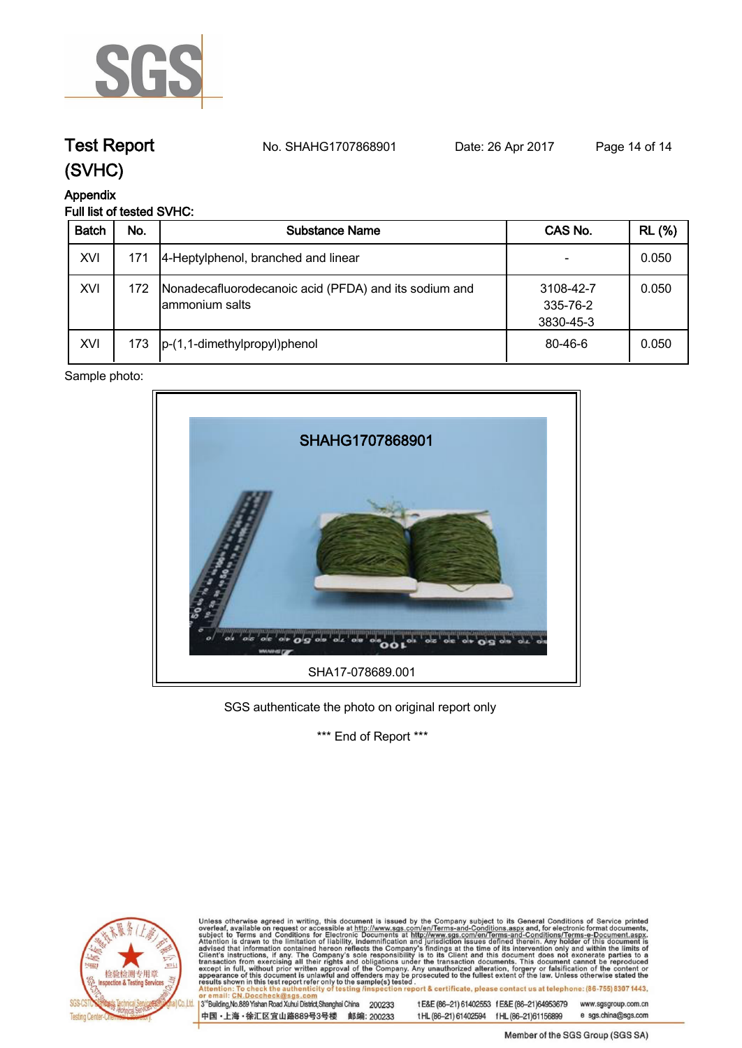# Test Report (SVHC)

No. SHAHG1707868901 Date: 26 Apr 2017

## Appendix

Full list of tested SVHC:

| Batch | No. | Substance Name | CAS No. | RL (%) |
|---|---|---|---|---|
| XVI | 171 | 4-Heptylphenol, branched and linear | - | 0.050 |
| XVI | 172 | Nonadecafluorodecanoic acid (PFDA) and its sodium and ammonium salts | 3108-42-7<br>335-76-2<br>3830-45-3 | 0.050 |
| XVI | 173 | p-(1,1-dimethylpropyl)phenol | 80-46-6 | 0.050 |

Sample photo:

SHAHG1707868901

SHA17-078689.001

SGS authenticate the photo on original report only

*** End of Report ***

Unless otherwise agreed in writing, this document is issued by the Company subject to its General Conditions of Service printed overleaf, available on request or accessible at http://www.sgs.com/en/Terms-and-Conditions.aspx and, for electronic format documents, subject to Terms and Conditions for Electronic Documents at http://www.sgs.com/en/Terms-and-Conditions/Terms-e-Document.aspx. Attention is drawn to the limitation of liability, indemnification and jurisdiction issues defined therein. Any holder of this document is advised that information contained hereon reflects the Company's findings at the time of its intervention only and within the limits of Client's instructions, if any. The Company's sole responsibility is to its Client and this document does not exonerate parties to a transaction from exercising all their rights and obligations under the transaction documents. This document cannot be reproduced except in full, without prior written approval of the Company. Any unauthorized alteration, forgery or falsification of the content or appearance of this document is unlawful and offenders may be prosecuted to the fullest extent of the law. Unless otherwise stated the results shown in this test report refer only to the sample(s) tested.
Attention: To check the authenticity of testing /inspection report & certificate, please contact us at telephone: (86-755) 8307 1443, or email: CN.Doccheck@sgs.com

3rd Building,No.889 Yishan Road Xuhui District,Shanghai China 200233 t E&E (86–21) 61402553 f E&E (86–21)64953679 www.sgsgroup.com.cn
中国・上海・徐汇区宜山路889号3号楼 邮编: 200233 t HL (86–21) 61402594 f HL (86–21)61156899 e sgs.china@sgs.com

Member of the SGS Group (SGS SA)